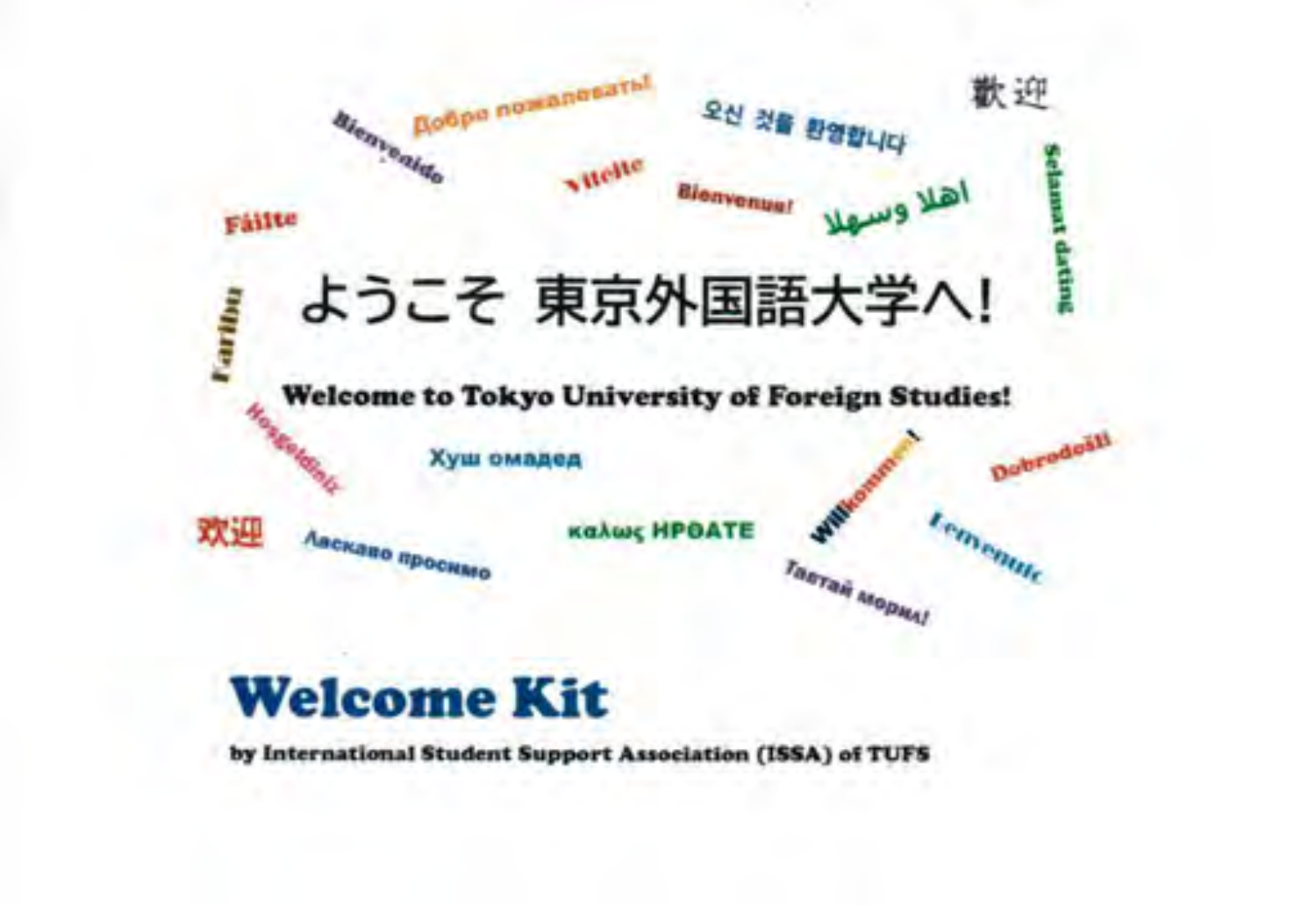Добро пожаловать!

Bienvenido

Vitejte

오신 것을 환영합니다

歡迎

Fáilte

Bienvenue!

اهلا وسهلا

Selamat datang

Karibu

# ようこそ 東京外国語大学へ!

**Welcome to Tokyo University of Foreign Studies!**

Hoşgeldiniz

Хуш омадед

Willkommen!

Dobrodošli

欢迎

Ласкаво просимо

καλώς ΗΡΘΑΤΕ

Тавтай морил!

Benvenuto

# Welcome Kit

**by International Student Support Association (ISSA) of TUFS**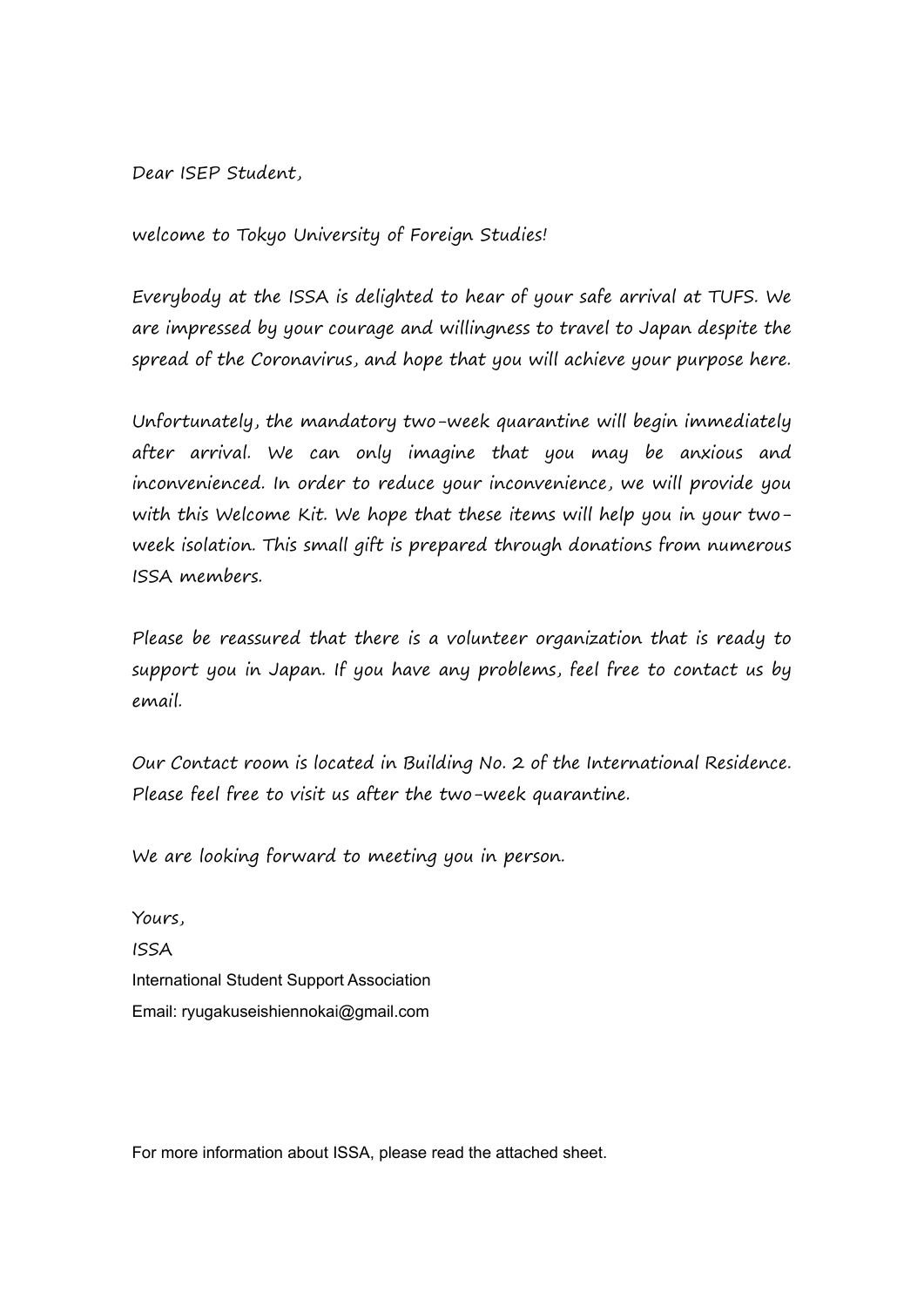Dear ISEP Student,

welcome to Tokyo University of Foreign Studies!

Everybody at the ISSA is delighted to hear of your safe arrival at TUFS. We are impressed by your courage and willingness to travel to Japan despite the spread of the Coronavirus, and hope that you will achieve your purpose here.

Unfortunately, the mandatory two-week quarantine will begin immediately after arrival. We can only imagine that you may be anxious and inconvenienced. In order to reduce your inconvenience, we will provide you with this Welcome Kit. We hope that these items will help you in your two-week isolation. This small gift is prepared through donations from numerous ISSA members.

Please be reassured that there is a volunteer organization that is ready to support you in Japan. If you have any problems, feel free to contact us by email.

Our Contact room is located in Building No. 2 of the International Residence. Please feel free to visit us after the two-week quarantine.

We are looking forward to meeting you in person.

Yours,
ISSA
International Student Support Association
Email: ryugakuseishiennokai@gmail.com

For more information about ISSA, please read the attached sheet.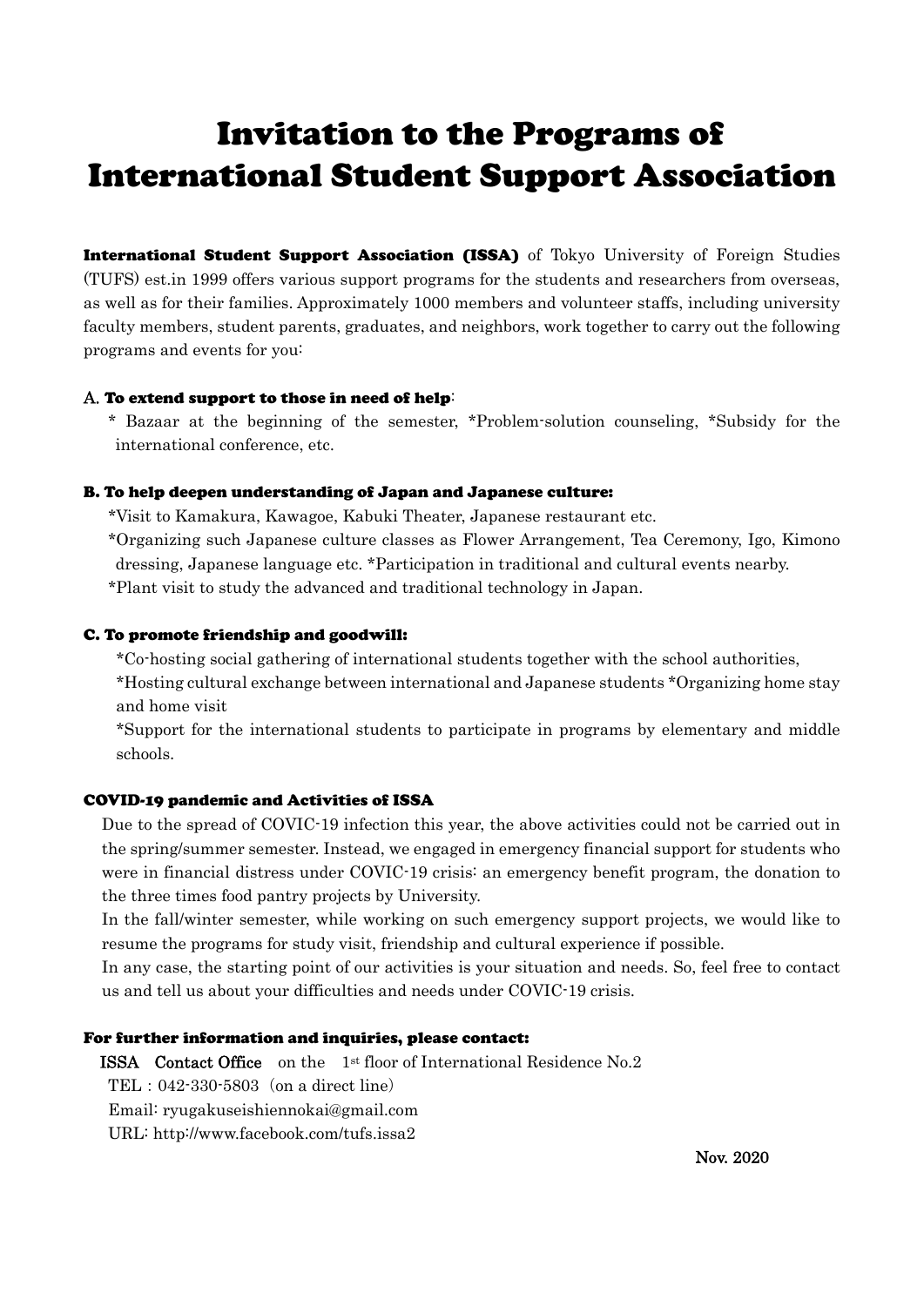# Invitation to the Programs of International Student Support Association

**International Student Support Association (ISSA)** of Tokyo University of Foreign Studies (TUFS) est.in 1999 offers various support programs for the students and researchers from overseas, as well as for their families. Approximately 1000 members and volunteer staffs, including university faculty members, student parents, graduates, and neighbors, work together to carry out the following programs and events for you:

### A. To extend support to those in need of help:

* Bazaar at the beginning of the semester, *Problem-solution counseling, *Subsidy for the international conference, etc.

### B. To help deepen understanding of Japan and Japanese culture:

*Visit to Kamakura, Kawagoe, Kabuki Theater, Japanese restaurant etc.

*Organizing such Japanese culture classes as Flower Arrangement, Tea Ceremony, Igo, Kimono dressing, Japanese language etc. *Participation in traditional and cultural events nearby.

*Plant visit to study the advanced and traditional technology in Japan.

### C. To promote friendship and goodwill:

*Co-hosting social gathering of international students together with the school authorities,

*Hosting cultural exchange between international and Japanese students *Organizing home stay and home visit

*Support for the international students to participate in programs by elementary and middle schools.

### COVID-19 pandemic and Activities of ISSA

Due to the spread of COVIC-19 infection this year, the above activities could not be carried out in the spring/summer semester. Instead, we engaged in emergency financial support for students who were in financial distress under COVIC-19 crisis: an emergency benefit program, the donation to the three times food pantry projects by University.

In the fall/winter semester, while working on such emergency support projects, we would like to resume the programs for study visit, friendship and cultural experience if possible.

In any case, the starting point of our activities is your situation and needs. So, feel free to contact us and tell us about your difficulties and needs under COVIC-19 crisis.

### For further information and inquiries, please contact:

**ISSA Contact Office** on the 1st floor of International Residence No.2

TEL：042-330-5803（on a direct line）

Email: ryugakuseishiennokai@gmail.com

URL: http://www.facebook.com/tufs.issa2

**Nov. 2020**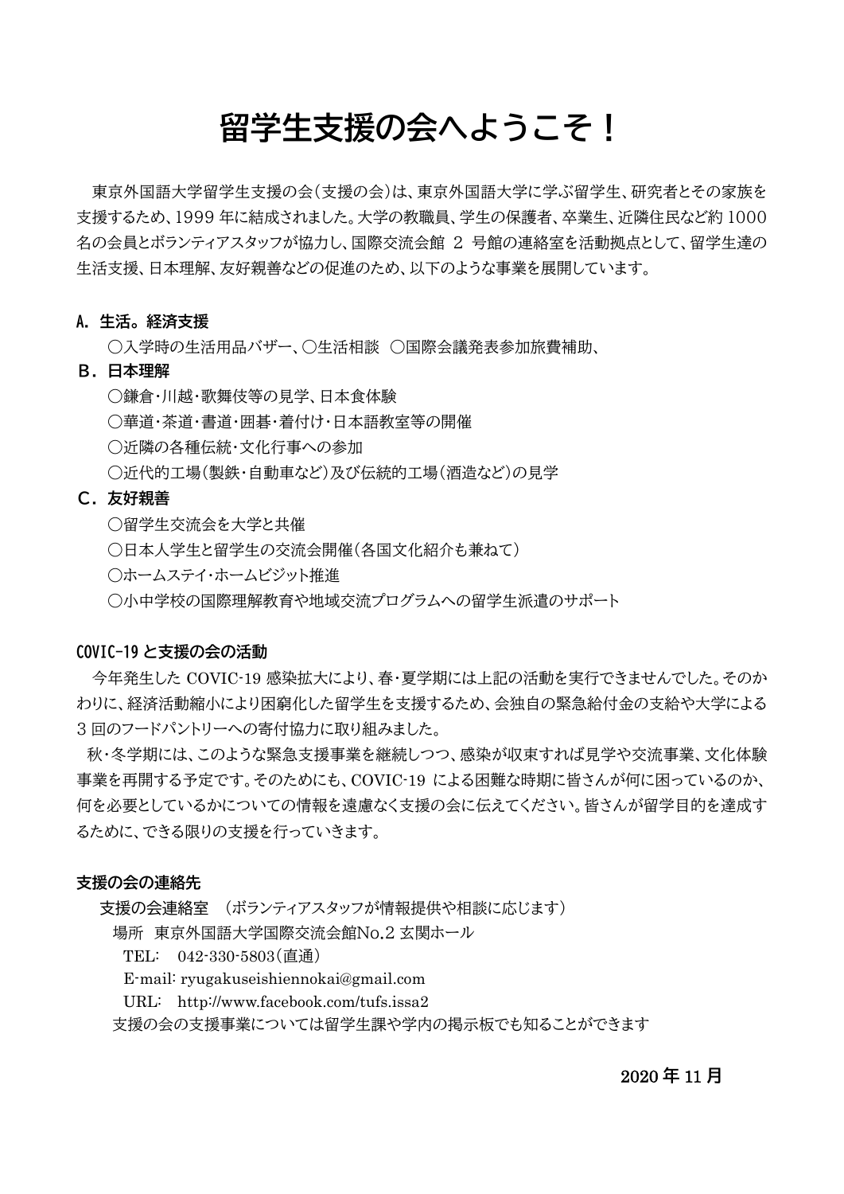# 留学生支援の会へようこそ！

東京外国語大学留学生支援の会（支援の会）は、東京外国語大学に学ぶ留学生、研究者とその家族を支援するため、1999 年に結成されました。大学の教職員、学生の保護者、卒業生、近隣住民など約 1000 名の会員とボランティアスタッフが協力し、国際交流会館 2 号館の連絡室を活動拠点として、留学生達の生活支援、日本理解、友好親善などの促進のため、以下のような事業を展開しています。

**A. 生活。経済支援**

○入学時の生活用品バザー、○生活相談　○国際会議発表参加旅費補助、

**B．日本理解**

○鎌倉・川越・歌舞伎等の見学、日本食体験

○華道・茶道・書道・囲碁・着付け・日本語教室等の開催

○近隣の各種伝統・文化行事への参加

○近代的工場（製鉄・自動車など）及び伝統的工場（酒造など）の見学

**C．友好親善**

○留学生交流会を大学と共催

○日本人学生と留学生の交流会開催（各国文化紹介も兼ねて）

○ホームステイ・ホームビジット推進

○小中学校の国際理解教育や地域交流プログラムへの留学生派遣のサポート

**COVIC-19 と支援の会の活動**

今年発生した COVIC-19 感染拡大により、春・夏学期には上記の活動を実行できませんでした。そのかわりに、経済活動縮小により困窮化した留学生を支援するため、会独自の緊急給付金の支給や大学による 3 回のフードパントリーへの寄付協力に取り組みました。

秋・冬学期には、このような緊急支援事業を継続しつつ、感染が収束すれば見学や交流事業、文化体験事業を再開する予定です。そのためにも、COVIC-19 による困難な時期に皆さんが何に困っているのか、何を必要としているかについての情報を遠慮なく支援の会に伝えてください。皆さんが留学目的を達成するために、できる限りの支援を行っていきます。

**支援の会の連絡先**

支援の会連絡室　（ボランティアスタッフが情報提供や相談に応じます）

場所　東京外国語大学国際交流会館No.2 玄関ホール

TEL:　042-330-5803（直通）

E-mail: ryugakuseishiennokai@gmail.com

URL:　http://www.facebook.com/tufs.issa2

支援の会の支援事業については留学生課や学内の掲示板でも知ることができます

**2020 年 11 月**